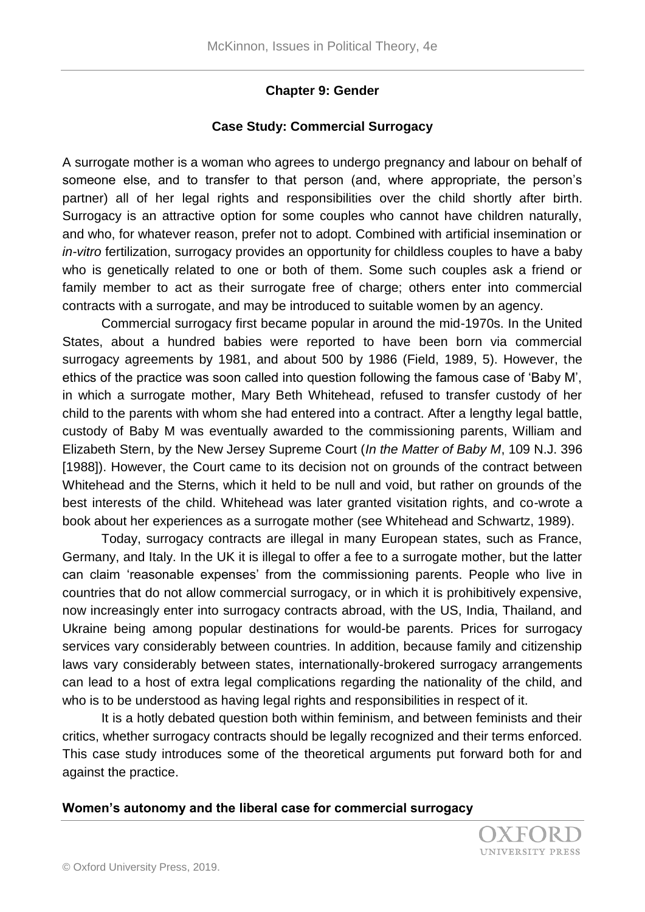## Chapter 9: Gender

### Case Study: Commercial Surrogacy

A surrogate mother is a woman who agrees to undergo pregnancy and labour on behalf of someone else, and to transfer to that person (and, where appropriate, the person's partner) all of her legal rights and responsibilities over the child shortly after birth. Surrogacy is an attractive option for some couples who cannot have children naturally, and who, for whatever reason, prefer not to adopt. Combined with artificial insemination or *in-vitro* fertilization, surrogacy provides an opportunity for childless couples to have a baby who is genetically related to one or both of them. Some such couples ask a friend or family member to act as their surrogate free of charge; others enter into commercial contracts with a surrogate, and may be introduced to suitable women by an agency.

Commercial surrogacy first became popular in around the mid-1970s. In the United States, about a hundred babies were reported to have been born via commercial surrogacy agreements by 1981, and about 500 by 1986 (Field, 1989, 5). However, the ethics of the practice was soon called into question following the famous case of 'Baby M', in which a surrogate mother, Mary Beth Whitehead, refused to transfer custody of her child to the parents with whom she had entered into a contract. After a lengthy legal battle, custody of Baby M was eventually awarded to the commissioning parents, William and Elizabeth Stern, by the New Jersey Supreme Court (*In the Matter of Baby M*, 109 N.J. 396 [1988]). However, the Court came to its decision not on grounds of the contract between Whitehead and the Sterns, which it held to be null and void, but rather on grounds of the best interests of the child. Whitehead was later granted visitation rights, and co-wrote a book about her experiences as a surrogate mother (see Whitehead and Schwartz, 1989).

Today, surrogacy contracts are illegal in many European states, such as France, Germany, and Italy. In the UK it is illegal to offer a fee to a surrogate mother, but the latter can claim 'reasonable expenses' from the commissioning parents. People who live in countries that do not allow commercial surrogacy, or in which it is prohibitively expensive, now increasingly enter into surrogacy contracts abroad, with the US, India, Thailand, and Ukraine being among popular destinations for would-be parents. Prices for surrogacy services vary considerably between countries. In addition, because family and citizenship laws vary considerably between states, internationally-brokered surrogacy arrangements can lead to a host of extra legal complications regarding the nationality of the child, and who is to be understood as having legal rights and responsibilities in respect of it.

It is a hotly debated question both within feminism, and between feminists and their critics, whether surrogacy contracts should be legally recognized and their terms enforced. This case study introduces some of the theoretical arguments put forward both for and against the practice.

### Women's autonomy and the liberal case for commercial surrogacy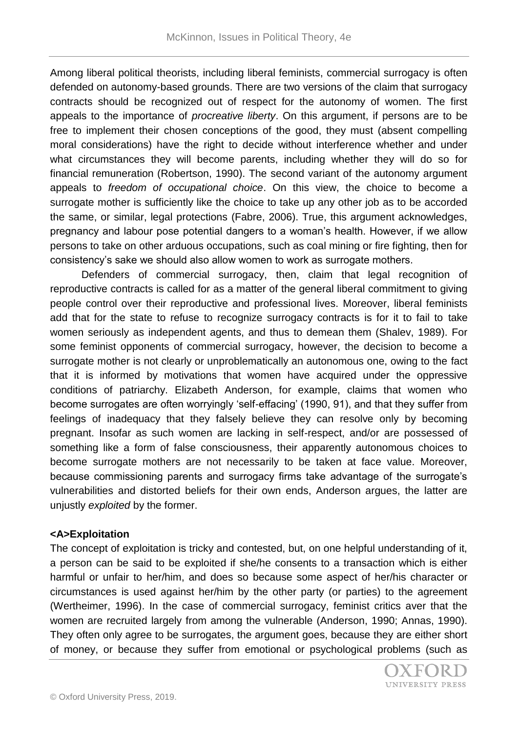Among liberal political theorists, including liberal feminists, commercial surrogacy is often defended on autonomy-based grounds. There are two versions of the claim that surrogacy contracts should be recognized out of respect for the autonomy of women. The first appeals to the importance of *procreative liberty*. On this argument, if persons are to be free to implement their chosen conceptions of the good, they must (absent compelling moral considerations) have the right to decide without interference whether and under what circumstances they will become parents, including whether they will do so for financial remuneration (Robertson, 1990). The second variant of the autonomy argument appeals to *freedom of occupational choice*. On this view, the choice to become a surrogate mother is sufficiently like the choice to take up any other job as to be accorded the same, or similar, legal protections (Fabre, 2006). True, this argument acknowledges, pregnancy and labour pose potential dangers to a woman's health. However, if we allow persons to take on other arduous occupations, such as coal mining or fire fighting, then for consistency's sake we should also allow women to work as surrogate mothers.

Defenders of commercial surrogacy, then, claim that legal recognition of reproductive contracts is called for as a matter of the general liberal commitment to giving people control over their reproductive and professional lives. Moreover, liberal feminists add that for the state to refuse to recognize surrogacy contracts is for it to fail to take women seriously as independent agents, and thus to demean them (Shalev, 1989). For some feminist opponents of commercial surrogacy, however, the decision to become a surrogate mother is not clearly or unproblematically an autonomous one, owing to the fact that it is informed by motivations that women have acquired under the oppressive conditions of patriarchy. Elizabeth Anderson, for example, claims that women who become surrogates are often worryingly 'self-effacing' (1990, 91), and that they suffer from feelings of inadequacy that they falsely believe they can resolve only by becoming pregnant. Insofar as such women are lacking in self-respect, and/or are possessed of something like a form of false consciousness, their apparently autonomous choices to become surrogate mothers are not necessarily to be taken at face value. Moreover, because commissioning parents and surrogacy firms take advantage of the surrogate's vulnerabilities and distorted beliefs for their own ends, Anderson argues, the latter are unjustly *exploited* by the former.

## Exploitation

The concept of exploitation is tricky and contested, but, on one helpful understanding of it, a person can be said to be exploited if she/he consents to a transaction which is either harmful or unfair to her/him, and does so because some aspect of her/his character or circumstances is used against her/him by the other party (or parties) to the agreement (Wertheimer, 1996). In the case of commercial surrogacy, feminist critics aver that the women are recruited largely from among the vulnerable (Anderson, 1990; Annas, 1990). They often only agree to be surrogates, the argument goes, because they are either short of money, or because they suffer from emotional or psychological problems (such as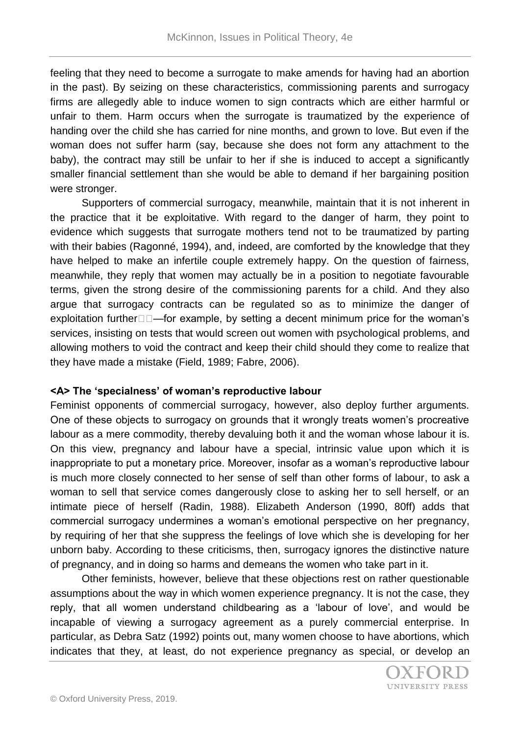feeling that they need to become a surrogate to make amends for having had an abortion in the past). By seizing on these characteristics, commissioning parents and surrogacy firms are allegedly able to induce women to sign contracts which are either harmful or unfair to them. Harm occurs when the surrogate is traumatized by the experience of handing over the child she has carried for nine months, and grown to love. But even if the woman does not suffer harm (say, because she does not form any attachment to the baby), the contract may still be unfair to her if she is induced to accept a significantly smaller financial settlement than she would be able to demand if her bargaining position were stronger.

Supporters of commercial surrogacy, meanwhile, maintain that it is not inherent in the practice that it be exploitative. With regard to the danger of harm, they point to evidence which suggests that surrogate mothers tend not to be traumatized by parting with their babies (Ragonné, 1994), and, indeed, are comforted by the knowledge that they have helped to make an infertile couple extremely happy. On the question of fairness, meanwhile, they reply that women may actually be in a position to negotiate favourable terms, given the strong desire of the commissioning parents for a child. And they also argue that surrogacy contracts can be regulated so as to minimize the danger of exploitation further—for example, by setting a decent minimum price for the woman's services, insisting on tests that would screen out women with psychological problems, and allowing mothers to void the contract and keep their child should they come to realize that they have made a mistake (Field, 1989; Fabre, 2006).

## <A> The 'specialness' of woman's reproductive labour

Feminist opponents of commercial surrogacy, however, also deploy further arguments. One of these objects to surrogacy on grounds that it wrongly treats women's procreative labour as a mere commodity, thereby devaluing both it and the woman whose labour it is. On this view, pregnancy and labour have a special, intrinsic value upon which it is inappropriate to put a monetary price. Moreover, insofar as a woman's reproductive labour is much more closely connected to her sense of self than other forms of labour, to ask a woman to sell that service comes dangerously close to asking her to sell herself, or an intimate piece of herself (Radin, 1988). Elizabeth Anderson (1990, 80ff) adds that commercial surrogacy undermines a woman's emotional perspective on her pregnancy, by requiring of her that she suppress the feelings of love which she is developing for her unborn baby. According to these criticisms, then, surrogacy ignores the distinctive nature of pregnancy, and in doing so harms and demeans the women who take part in it.

Other feminists, however, believe that these objections rest on rather questionable assumptions about the way in which women experience pregnancy. It is not the case, they reply, that all women understand childbearing as a 'labour of love', and would be incapable of viewing a surrogacy agreement as a purely commercial enterprise. In particular, as Debra Satz (1992) points out, many women choose to have abortions, which indicates that they, at least, do not experience pregnancy as special, or develop an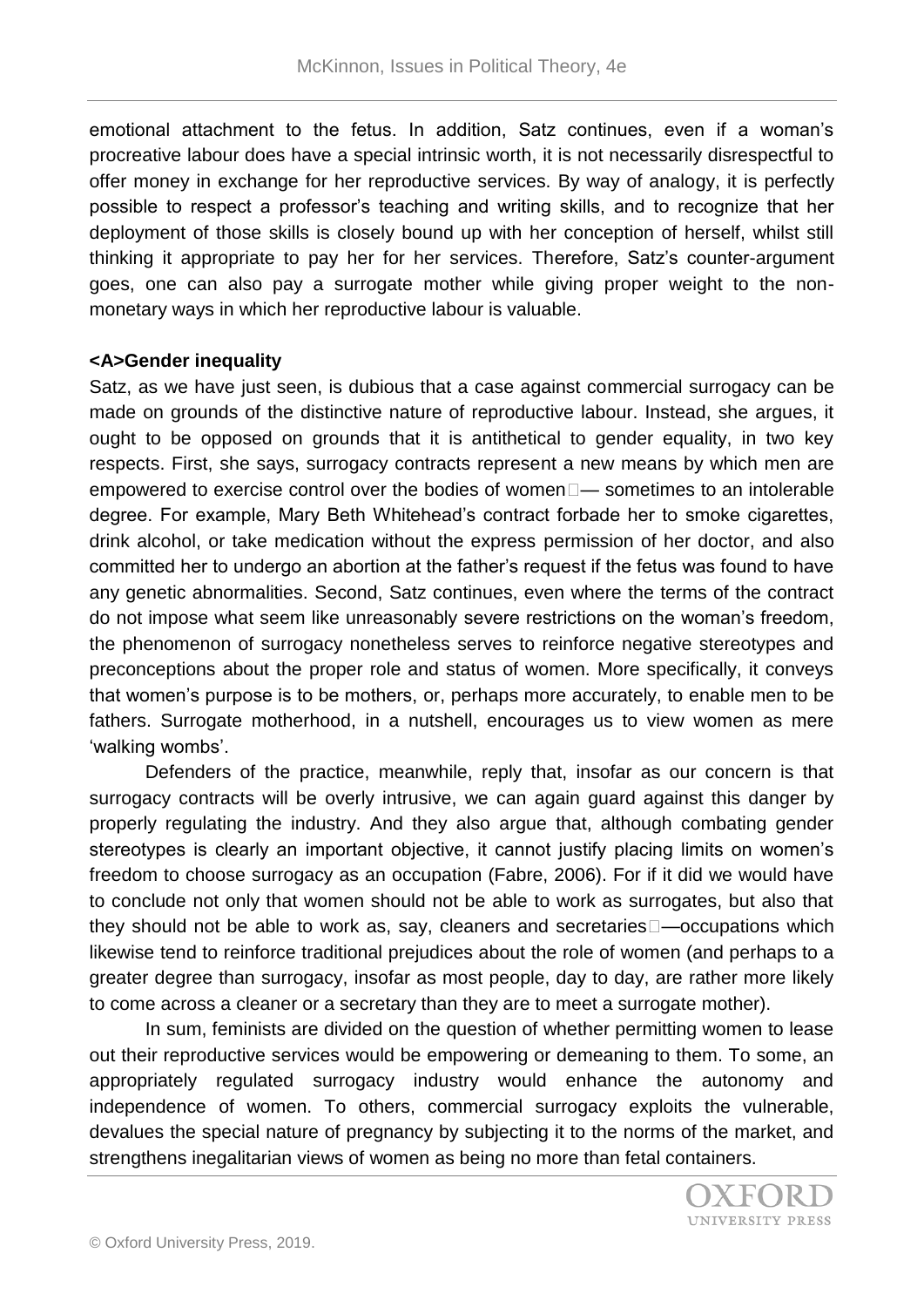emotional attachment to the fetus. In addition, Satz continues, even if a woman's procreative labour does have a special intrinsic worth, it is not necessarily disrespectful to offer money in exchange for her reproductive services. By way of analogy, it is perfectly possible to respect a professor's teaching and writing skills, and to recognize that her deployment of those skills is closely bound up with her conception of herself, whilst still thinking it appropriate to pay her for her services. Therefore, Satz's counter-argument goes, one can also pay a surrogate mother while giving proper weight to the non-monetary ways in which her reproductive labour is valuable.

## Gender inequality

Satz, as we have just seen, is dubious that a case against commercial surrogacy can be made on grounds of the distinctive nature of reproductive labour. Instead, she argues, it ought to be opposed on grounds that it is antithetical to gender equality, in two key respects. First, she says, surrogacy contracts represent a new means by which men are empowered to exercise control over the bodies of women — sometimes to an intolerable degree. For example, Mary Beth Whitehead's contract forbade her to smoke cigarettes, drink alcohol, or take medication without the express permission of her doctor, and also committed her to undergo an abortion at the father's request if the fetus was found to have any genetic abnormalities. Second, Satz continues, even where the terms of the contract do not impose what seem like unreasonably severe restrictions on the woman's freedom, the phenomenon of surrogacy nonetheless serves to reinforce negative stereotypes and preconceptions about the proper role and status of women. More specifically, it conveys that women's purpose is to be mothers, or, perhaps more accurately, to enable men to be fathers. Surrogate motherhood, in a nutshell, encourages us to view women as mere 'walking wombs'.

Defenders of the practice, meanwhile, reply that, insofar as our concern is that surrogacy contracts will be overly intrusive, we can again guard against this danger by properly regulating the industry. And they also argue that, although combating gender stereotypes is clearly an important objective, it cannot justify placing limits on women's freedom to choose surrogacy as an occupation (Fabre, 2006). For if it did we would have to conclude not only that women should not be able to work as surrogates, but also that they should not be able to work as, say, cleaners and secretaries —occupations which likewise tend to reinforce traditional prejudices about the role of women (and perhaps to a greater degree than surrogacy, insofar as most people, day to day, are rather more likely to come across a cleaner or a secretary than they are to meet a surrogate mother).

In sum, feminists are divided on the question of whether permitting women to lease out their reproductive services would be empowering or demeaning to them. To some, an appropriately regulated surrogacy industry would enhance the autonomy and independence of women. To others, commercial surrogacy exploits the vulnerable, devalues the special nature of pregnancy by subjecting it to the norms of the market, and strengthens inegalitarian views of women as being no more than fetal containers.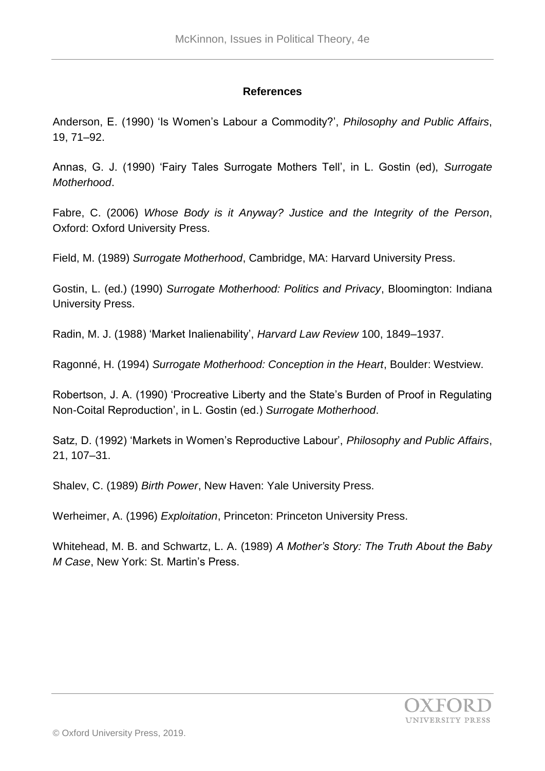## References

Anderson, E. (1990) 'Is Women's Labour a Commodity?', *Philosophy and Public Affairs*, 19, 71–92.

Annas, G. J. (1990) 'Fairy Tales Surrogate Mothers Tell', in L. Gostin (ed), *Surrogate Motherhood*.

Fabre, C. (2006) *Whose Body is it Anyway? Justice and the Integrity of the Person*, Oxford: Oxford University Press.

Field, M. (1989) *Surrogate Motherhood*, Cambridge, MA: Harvard University Press.

Gostin, L. (ed.) (1990) *Surrogate Motherhood: Politics and Privacy*, Bloomington: Indiana University Press.

Radin, M. J. (1988) 'Market Inalienability', *Harvard Law Review* 100, 1849–1937.

Ragonné, H. (1994) *Surrogate Motherhood: Conception in the Heart*, Boulder: Westview.

Robertson, J. A. (1990) 'Procreative Liberty and the State's Burden of Proof in Regulating Non-Coital Reproduction', in L. Gostin (ed.) *Surrogate Motherhood*.

Satz, D. (1992) 'Markets in Women's Reproductive Labour', *Philosophy and Public Affairs*, 21, 107–31.

Shalev, C. (1989) *Birth Power*, New Haven: Yale University Press.

Werheimer, A. (1996) *Exploitation*, Princeton: Princeton University Press.

Whitehead, M. B. and Schwartz, L. A. (1989) *A Mother's Story: The Truth About the Baby M Case*, New York: St. Martin's Press.